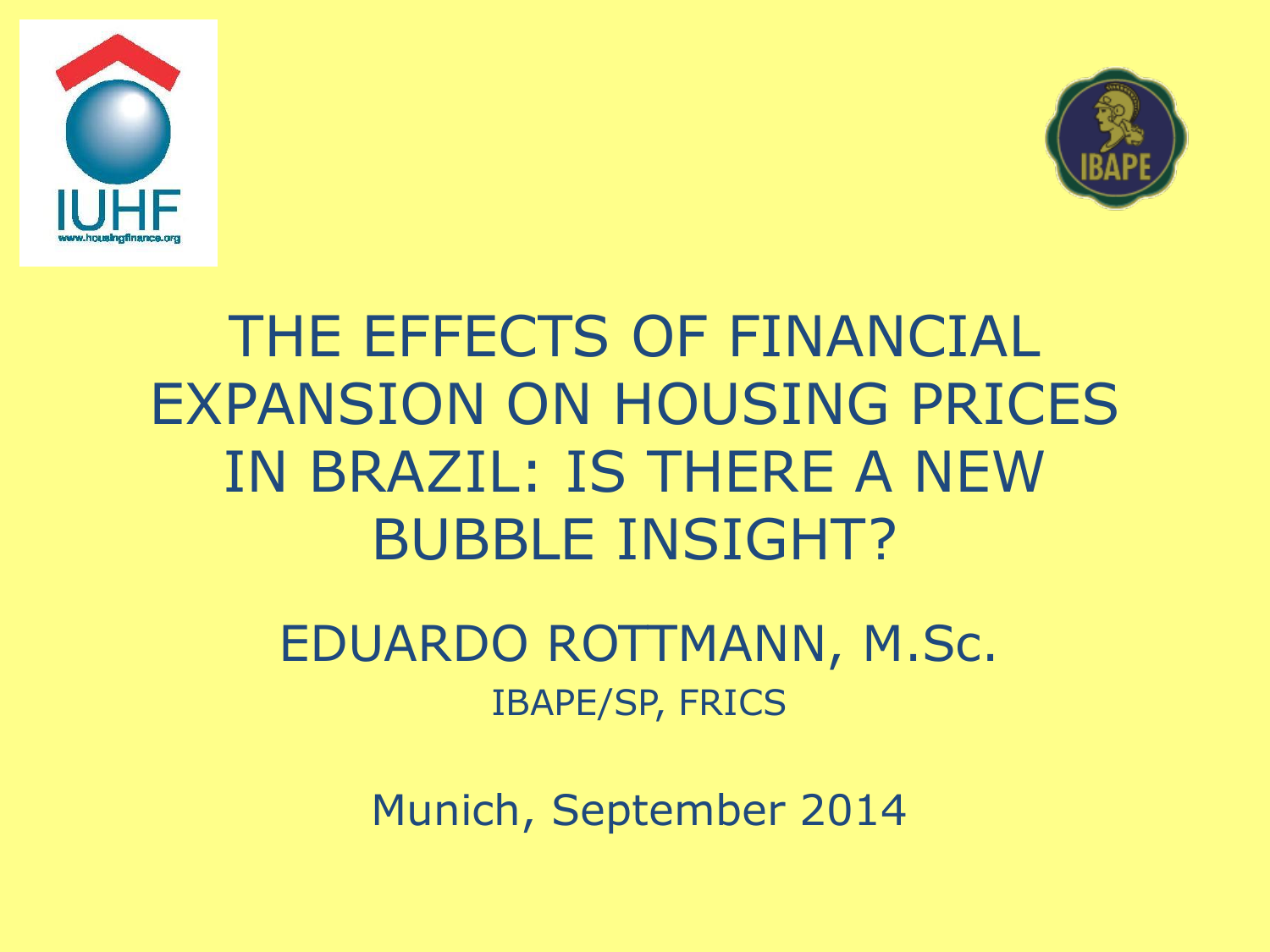# THE EFFECTS OF FINANCIAL EXPANSION ON HOUSING PRICES IN BRAZIL: IS THERE A NEW BUBBLE INSIGHT?

EDUARDO ROTTMANN, M.Sc.

IBAPE/SP, FRICS

Munich, September 2014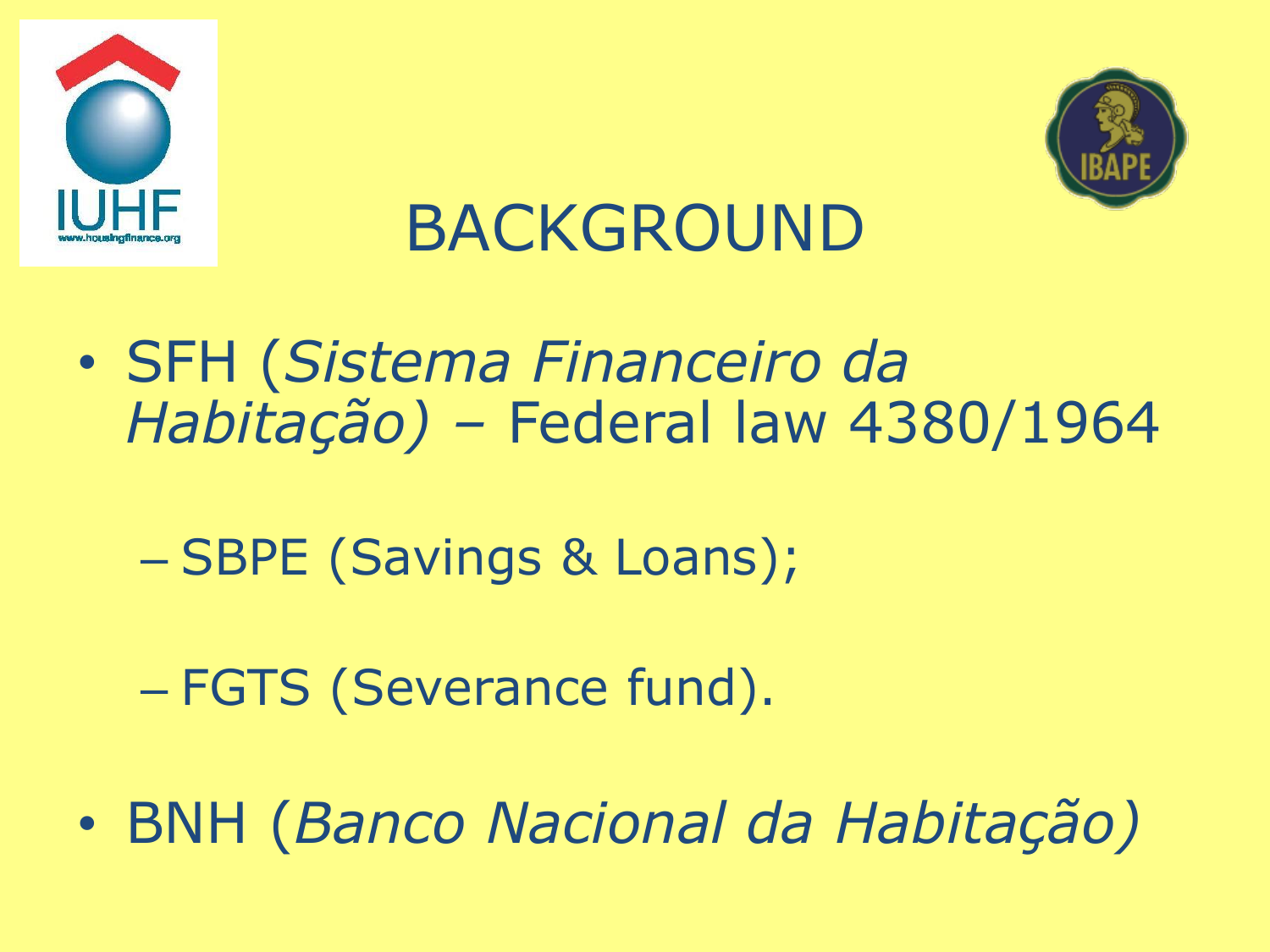# BACKGROUND

- SFH (*Sistema Financeiro da Habitação)* – Federal law 4380/1964
  - SBPE (Savings & Loans);
  - FGTS (Severance fund).
- BNH (*Banco Nacional da Habitação)*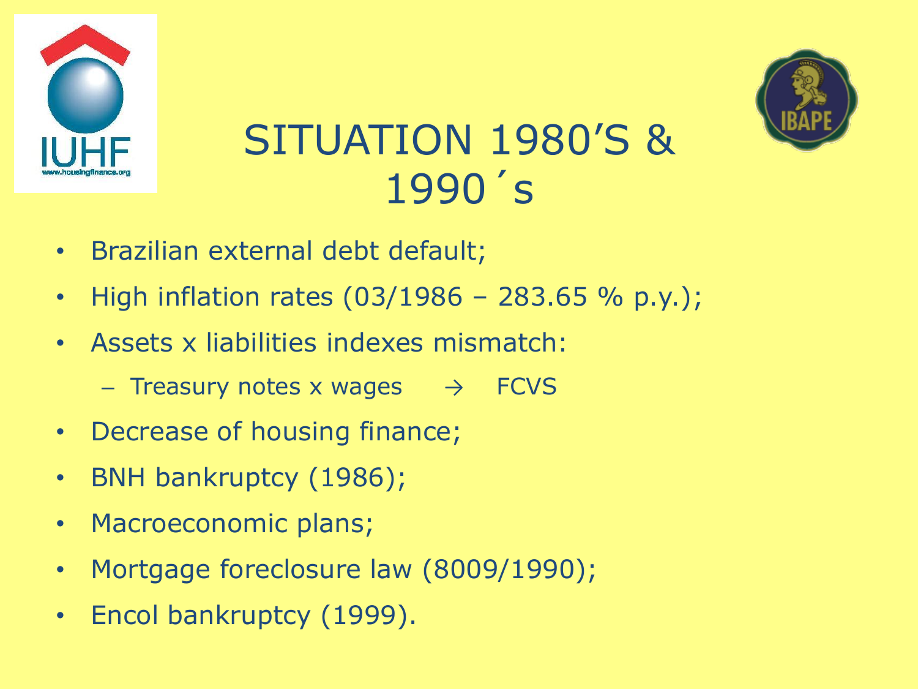# SITUATION 1980'S & 1990´s

- Brazilian external debt default;
- High inflation rates (03/1986 – 283.65 % p.y.);
- Assets x liabilities indexes mismatch:
  - Treasury notes x wages → FCVS
- Decrease of housing finance;
- BNH bankruptcy (1986);
- Macroeconomic plans;
- Mortgage foreclosure law (8009/1990);
- Encol bankruptcy (1999).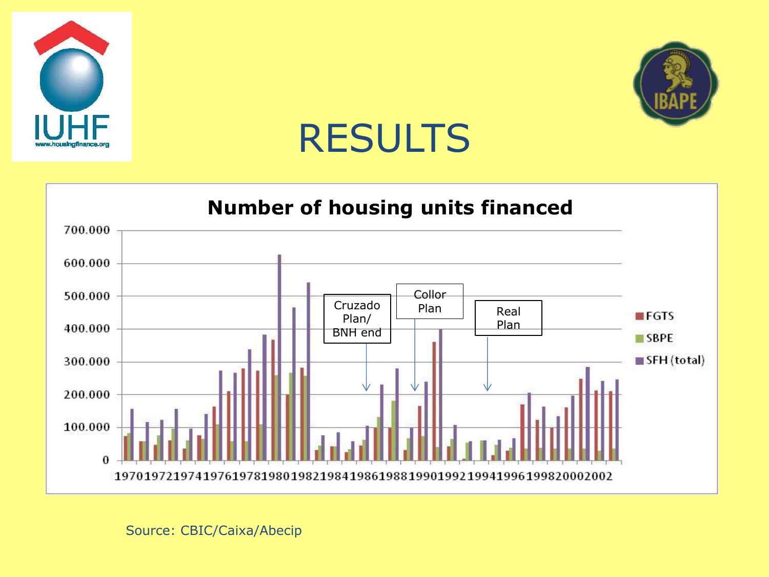# RESULTS

**Number of housing units financed**

Cruzado Plan/ BNH end

Collor Plan

Real Plan

FGTS

SBPE

SFH (total)

Source: CBIC/Caixa/Abecip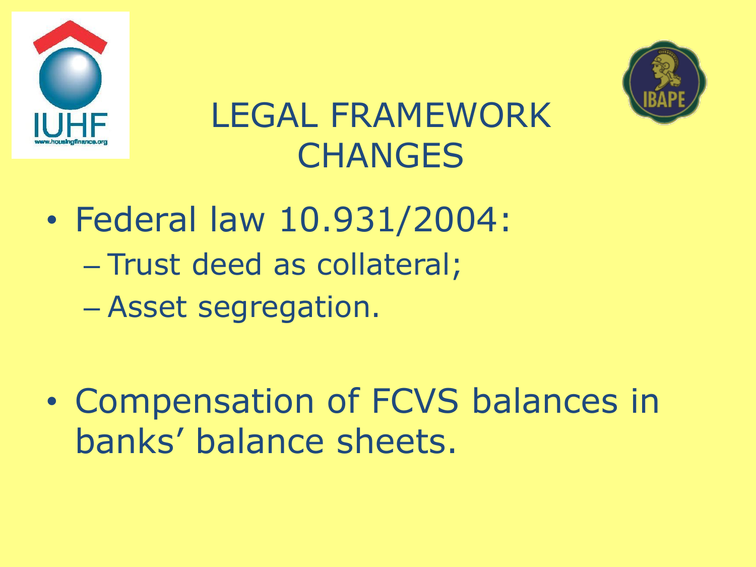# LEGAL FRAMEWORK CHANGES

- Federal law 10.931/2004:
  - Trust deed as collateral;
  - Asset segregation.

- Compensation of FCVS balances in banks' balance sheets.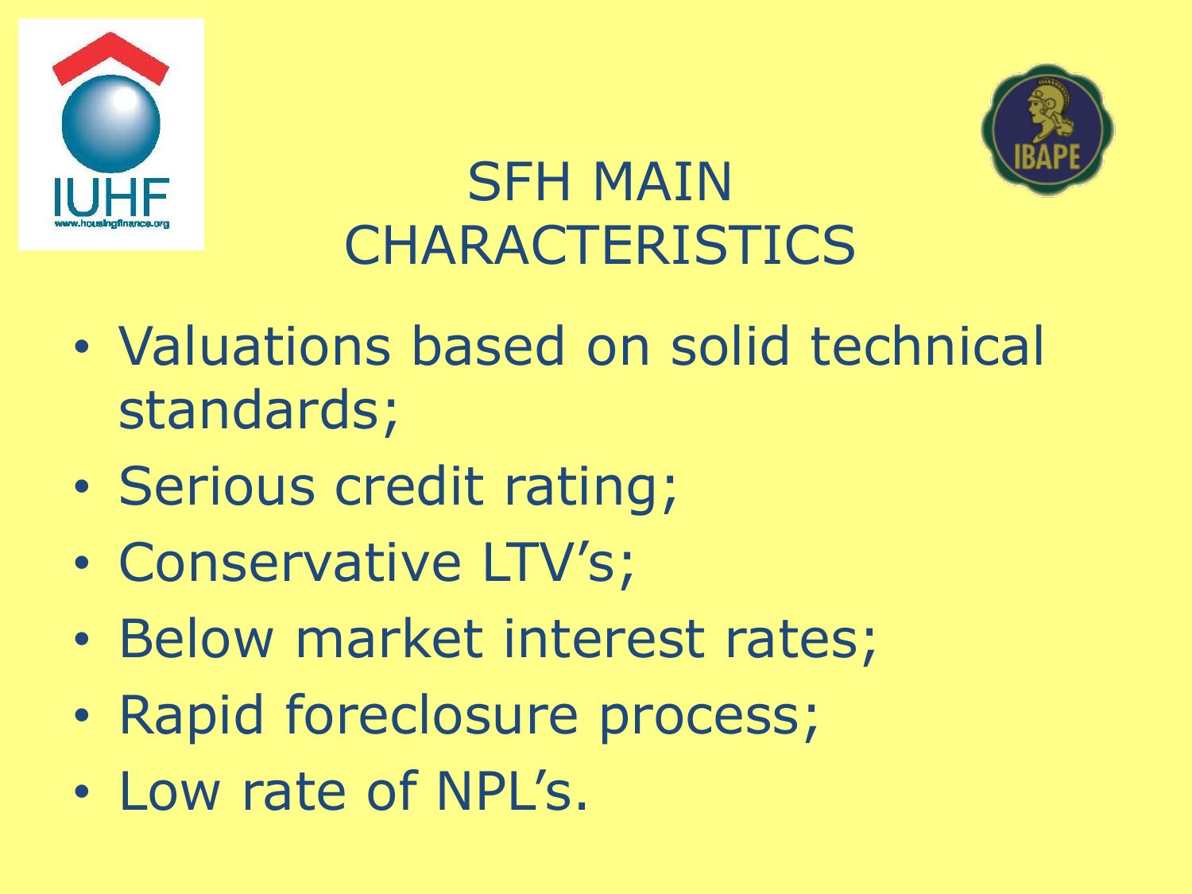# SFH MAIN CHARACTERISTICS

- Valuations based on solid technical standards;
- Serious credit rating;
- Conservative LTV's;
- Below market interest rates;
- Rapid foreclosure process;
- Low rate of NPL's.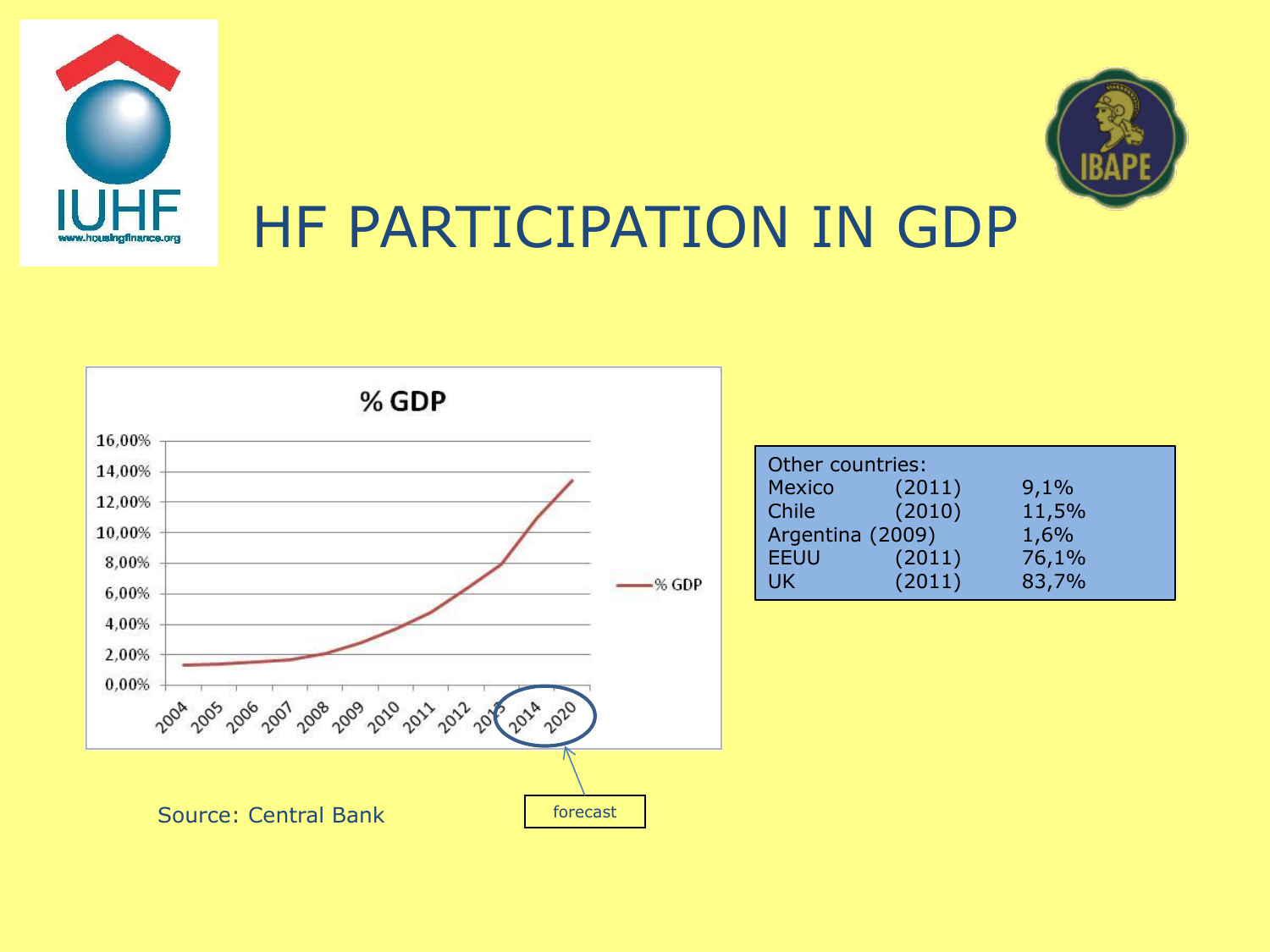# HF PARTICIPATION IN GDP

**% GDP**

| Year | % GDP |
|---|---|
| 2004 | |
| 2005 | |
| 2006 | |
| 2007 | |
| 2008 | |
| 2009 | |
| 2010 | |
| 2011 | |
| 2012 | |
| 2013 | |
| 2014 | |
| 2020 | |

forecast

Source: Central Bank

| Other countries: | | |
|---|---|---|
| Mexico | (2011) | 9,1% |
| Chile | (2010) | 11,5% |
| Argentina | (2009) | 1,6% |
| EEUU | (2011) | 76,1% |
| UK | (2011) | 83,7% |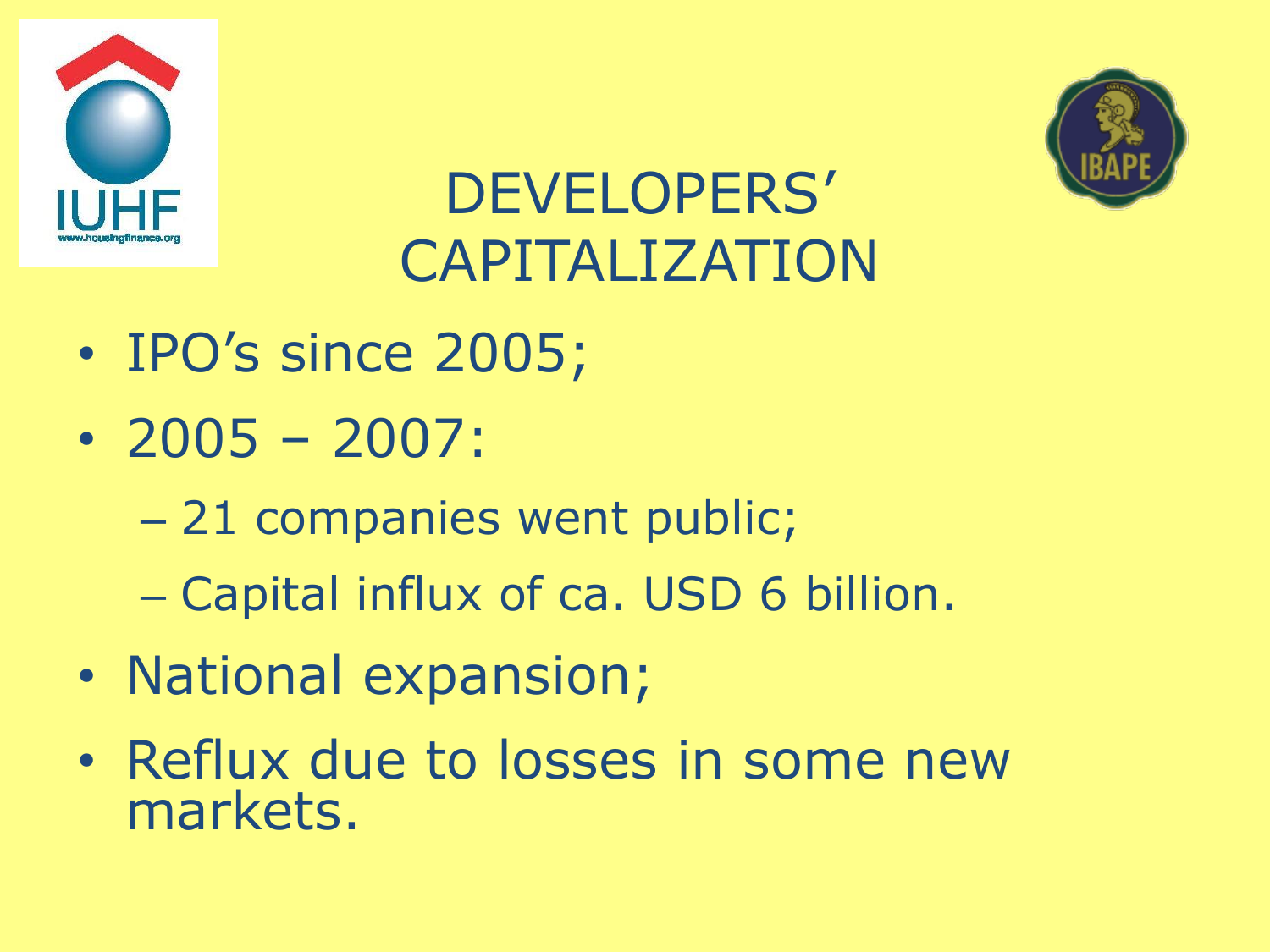# DEVELOPERS' CAPITALIZATION

- IPO's since 2005;
- 2005 – 2007:
  - 21 companies went public;
  - Capital influx of ca. USD 6 billion.
- National expansion;
- Reflux due to losses in some new markets.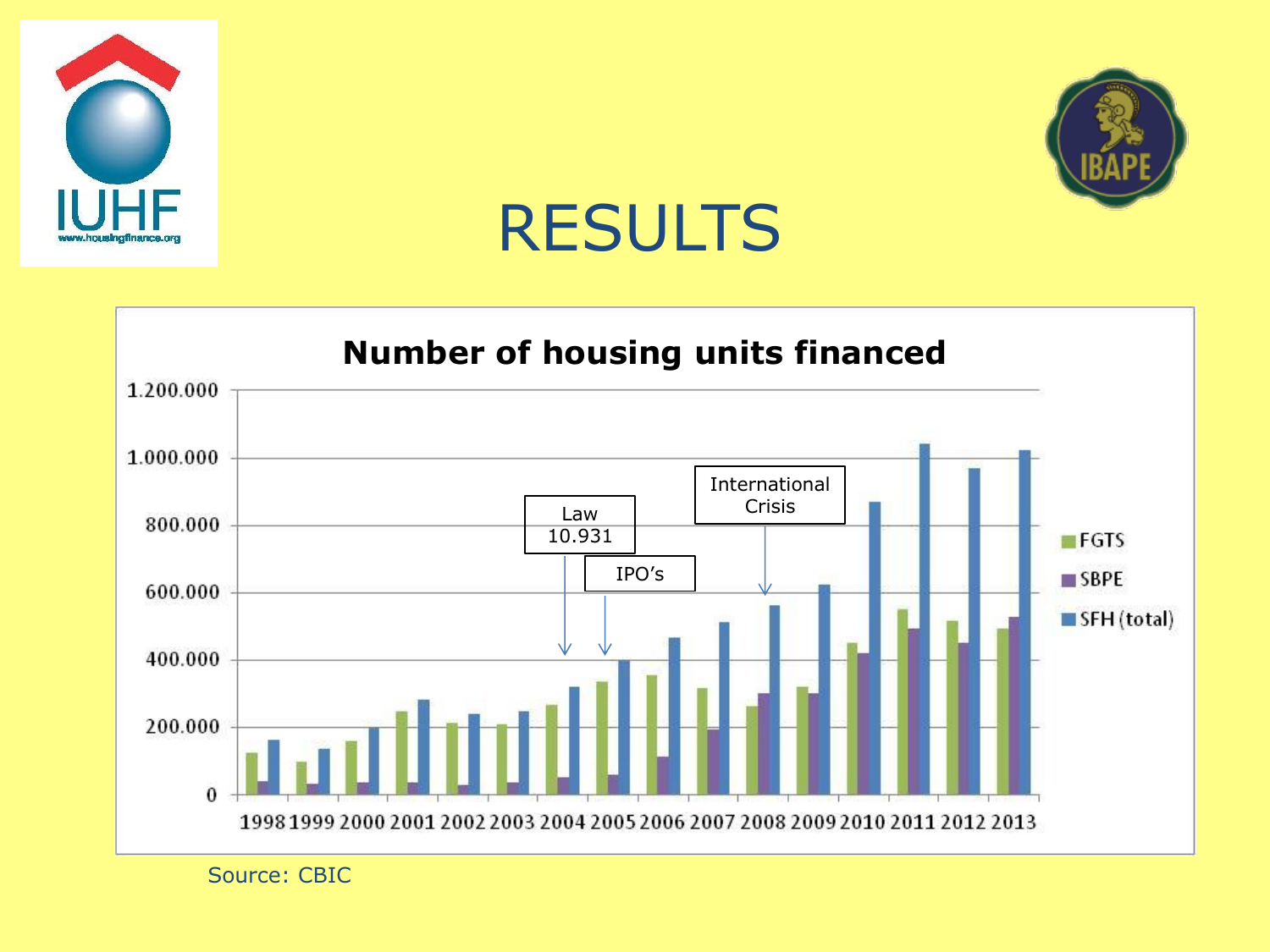# RESULTS

**Number of housing units financed**

Law 10.931

IPO's

International Crisis

FGTS

SBPE

SFH (total)

1998 1999 2000 2001 2002 2003 2004 2005 2006 2007 2008 2009 2010 2011 2012 2013

Source: CBIC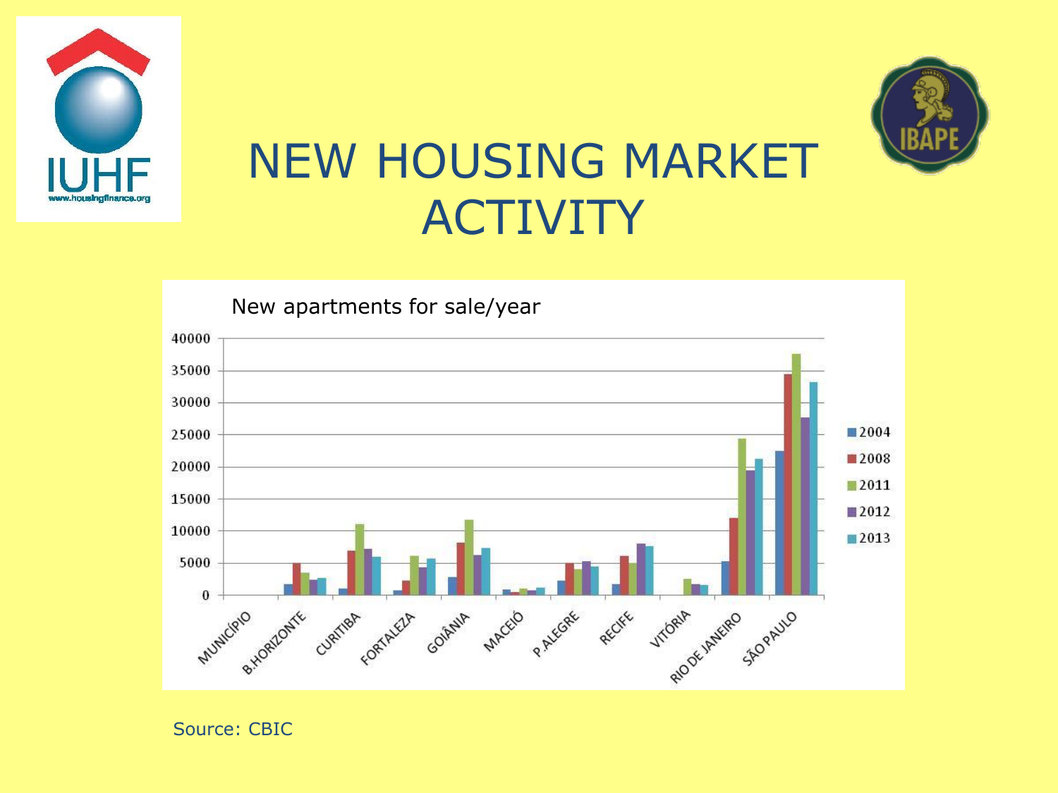# NEW HOUSING MARKET ACTIVITY

New apartments for sale/year

Source: CBIC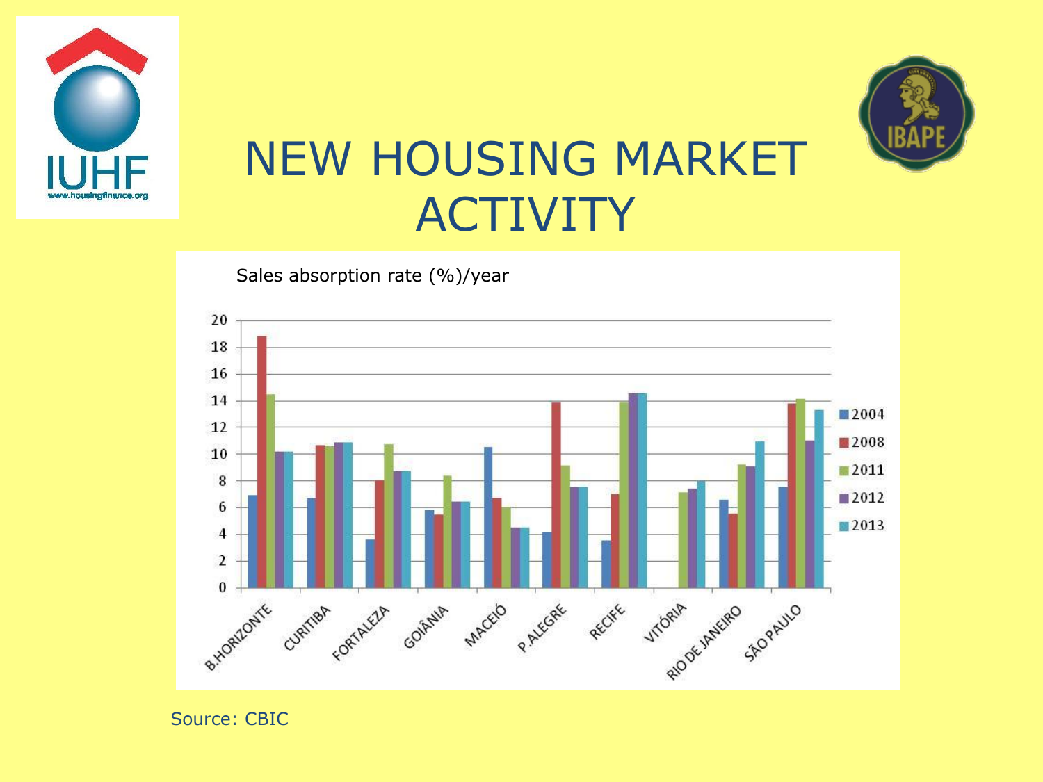# NEW HOUSING MARKET ACTIVITY

Sales absorption rate (%)/year

Source: CBIC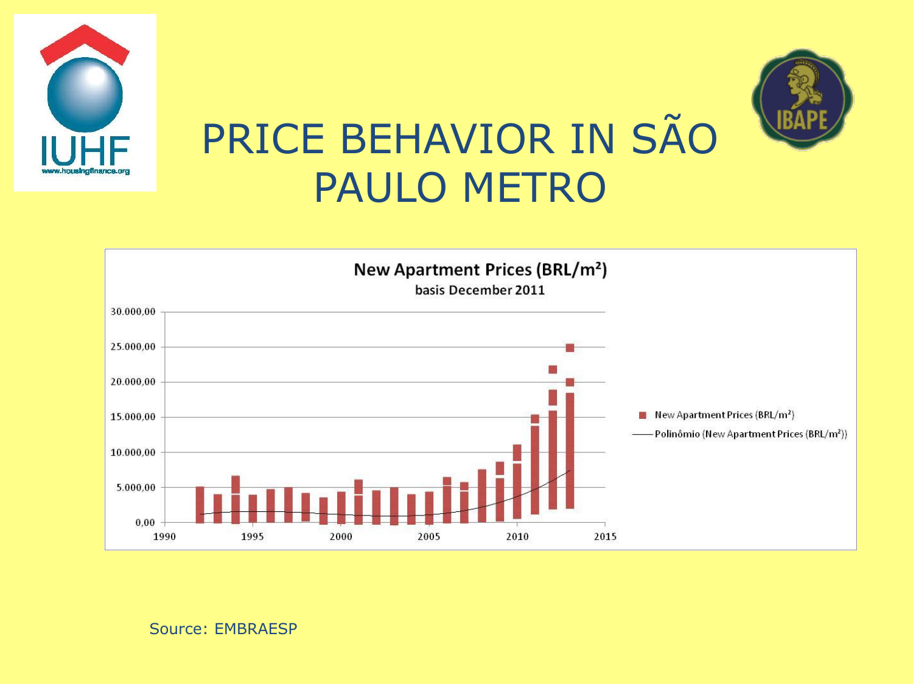# PRICE BEHAVIOR IN SÃO PAULO METRO

**New Apartment Prices (BRL/m²)**
basis December 2011

Source: EMBRAESP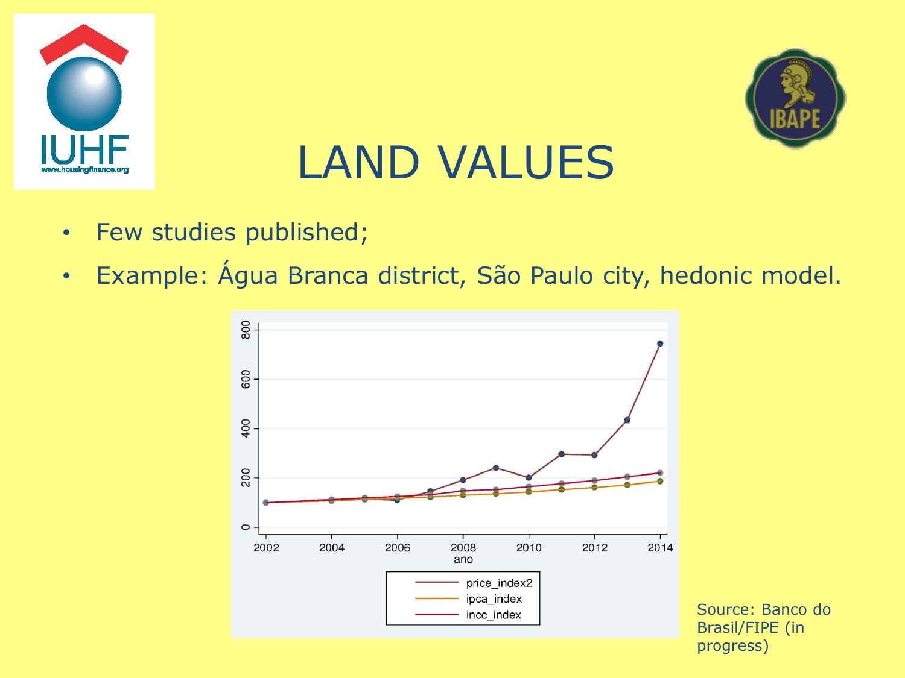# LAND VALUES

- Few studies published;
- Example: Água Branca district, São Paulo city, hedonic model.

Source: Banco do Brasil/FIPE (in progress)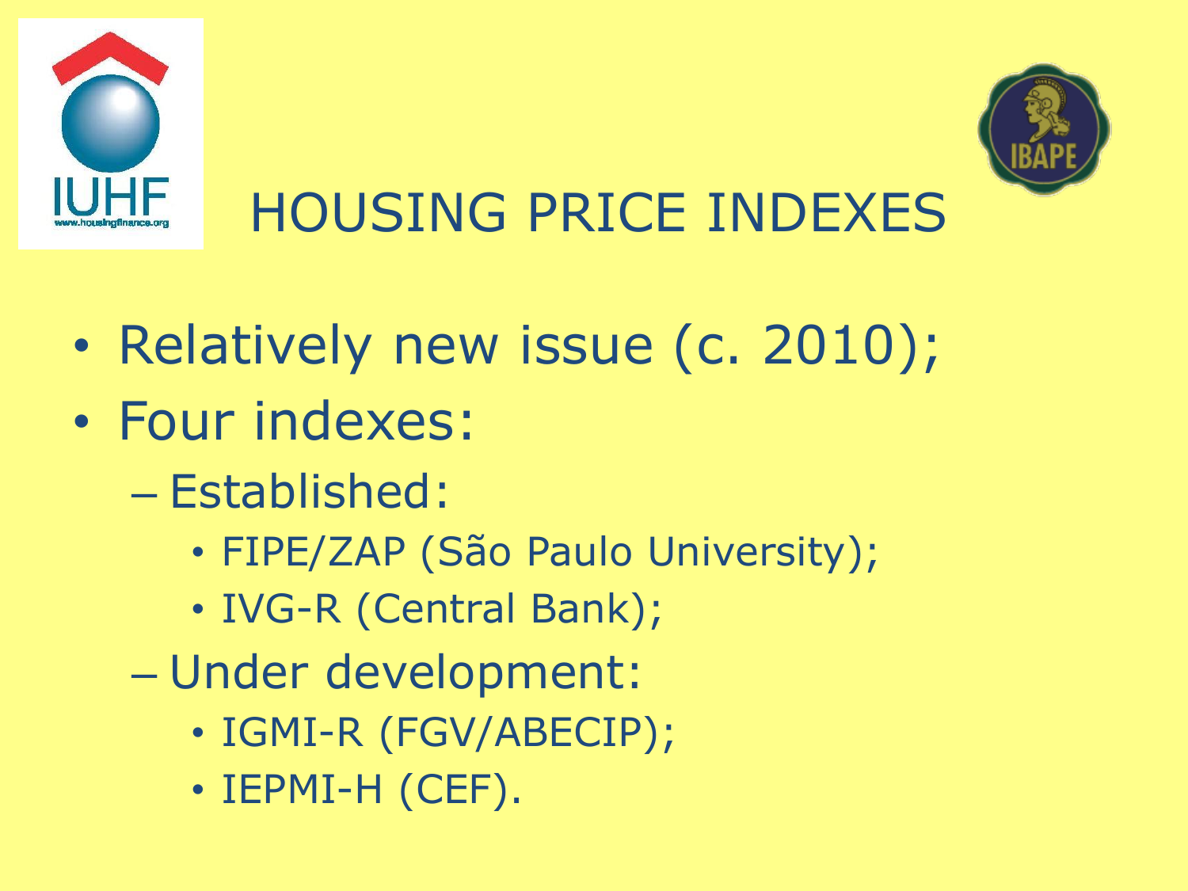# HOUSING PRICE INDEXES

- Relatively new issue (c. 2010);
- Four indexes:
  - Established:
    - FIPE/ZAP (São Paulo University);
    - IVG-R (Central Bank);
  - Under development:
    - IGMI-R (FGV/ABECIP);
    - IEPMI-H (CEF).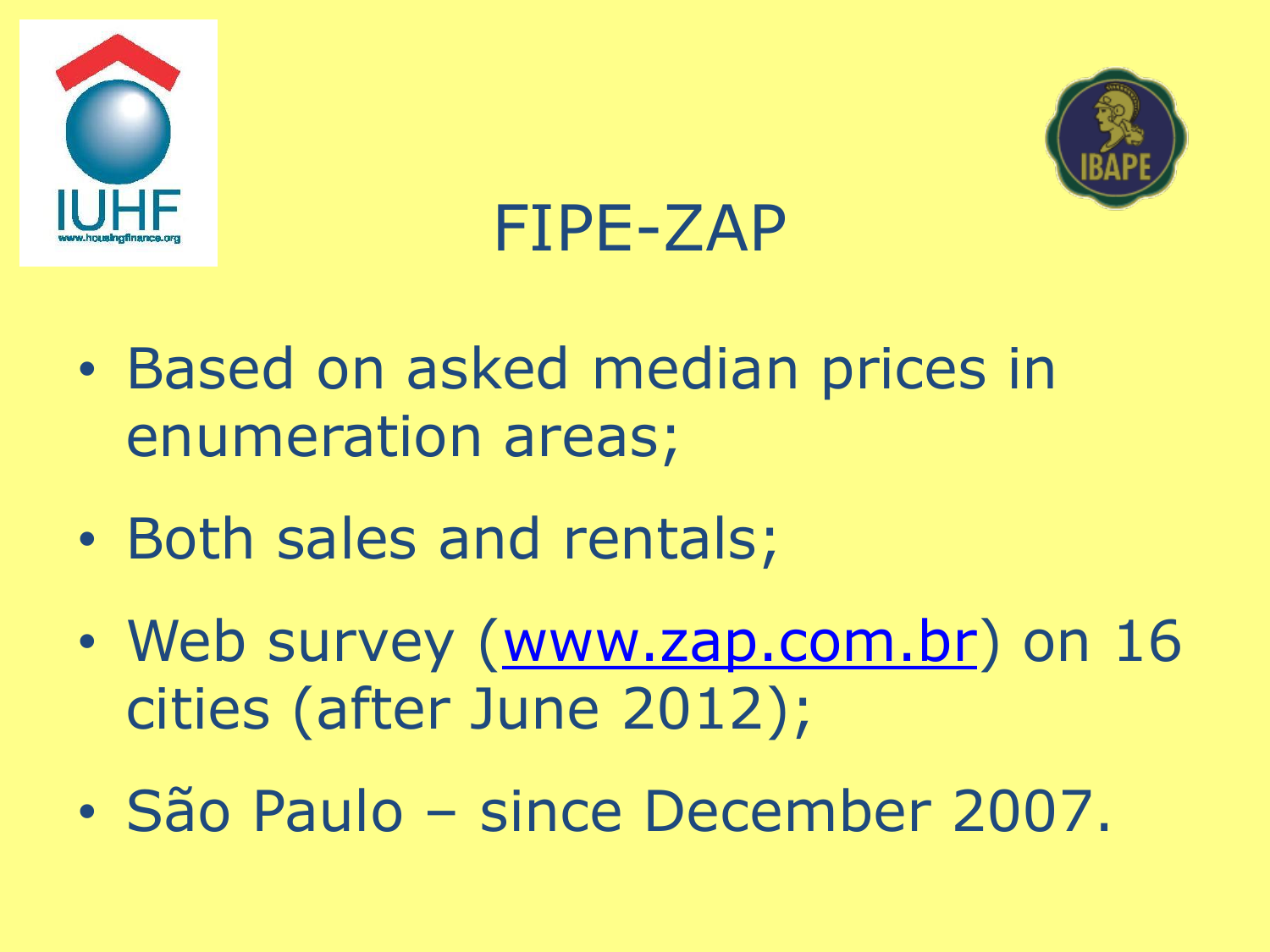# FIPE-ZAP

- Based on asked median prices in enumeration areas;
- Both sales and rentals;
- Web survey ([www.zap.com.br](http://www.zap.com.br)) on 16 cities (after June 2012);
- São Paulo – since December 2007.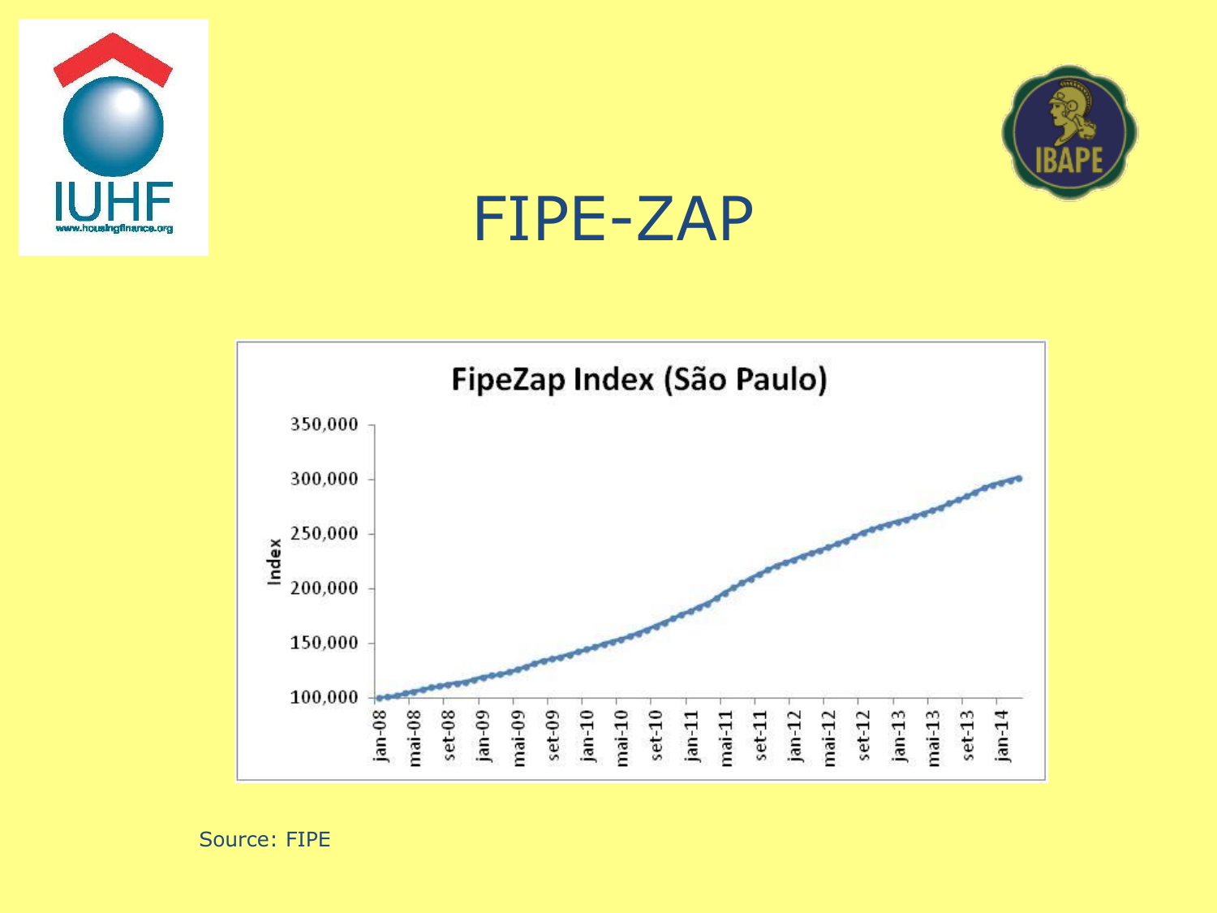# FIPE-ZAP

**FipeZap Index (São Paulo)**

Index

350,000
300,000
250,000
200,000
150,000
100,000

jan-08, mai-08, set-08, jan-09, mai-09, set-09, jan-10, mai-10, set-10, jan-11, mai-11, set-11, jan-12, mai-12, set-12, jan-13, mai-13, set-13, jan-14

Source: FIPE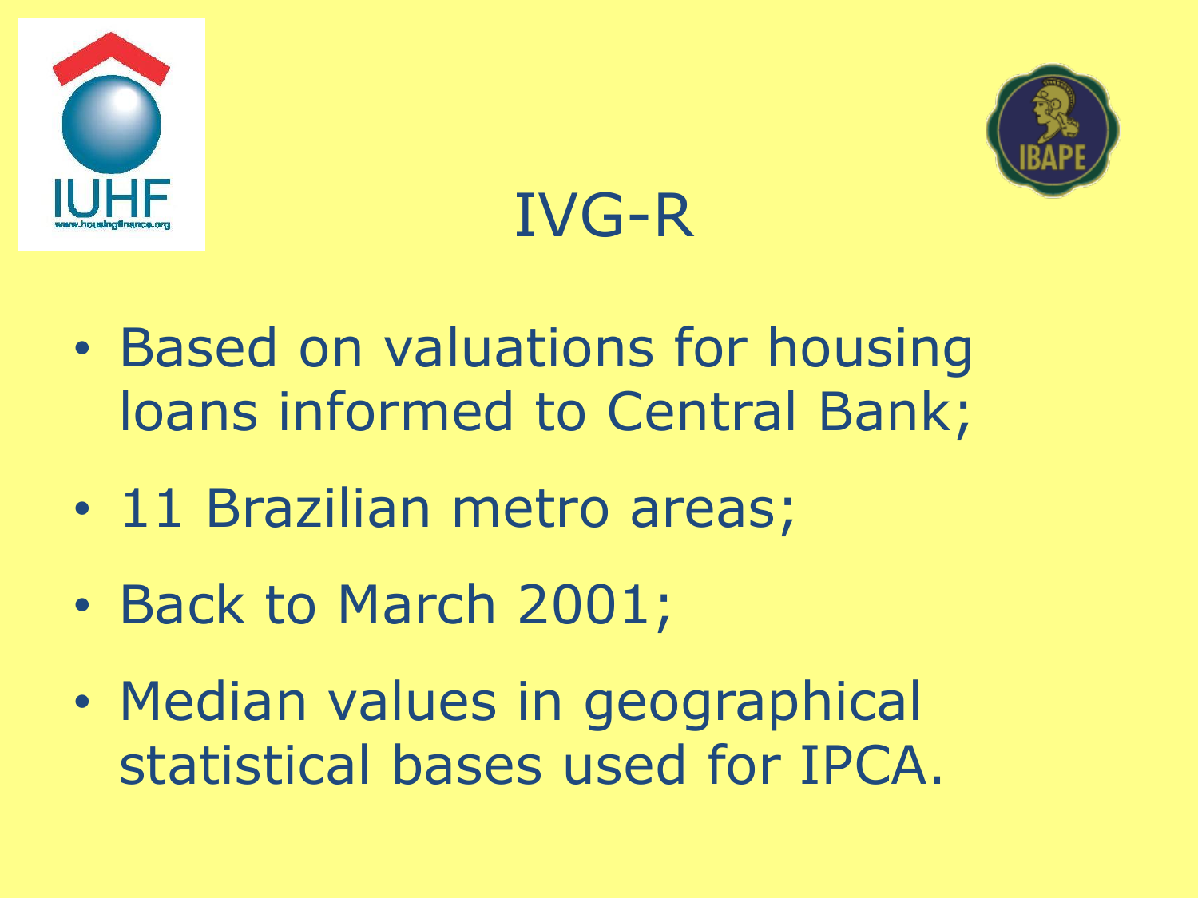# IVG-R

- Based on valuations for housing loans informed to Central Bank;
- 11 Brazilian metro areas;
- Back to March 2001;
- Median values in geographical statistical bases used for IPCA.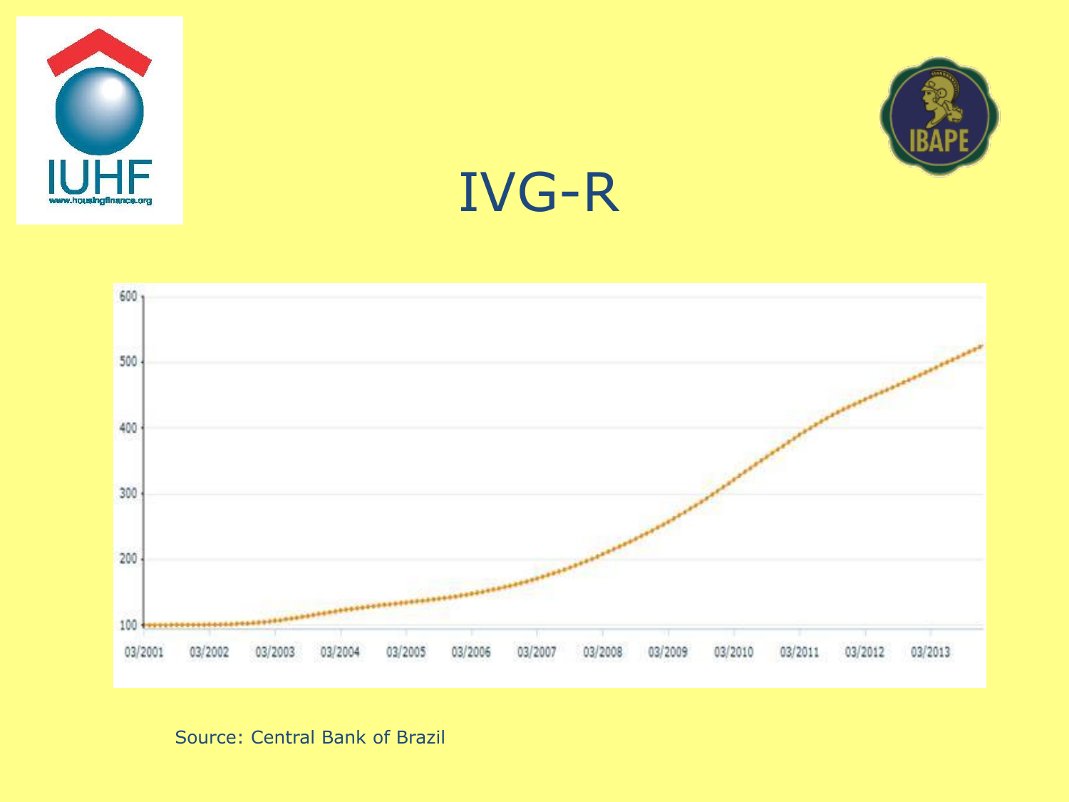# IVG-R

Source: Central Bank of Brazil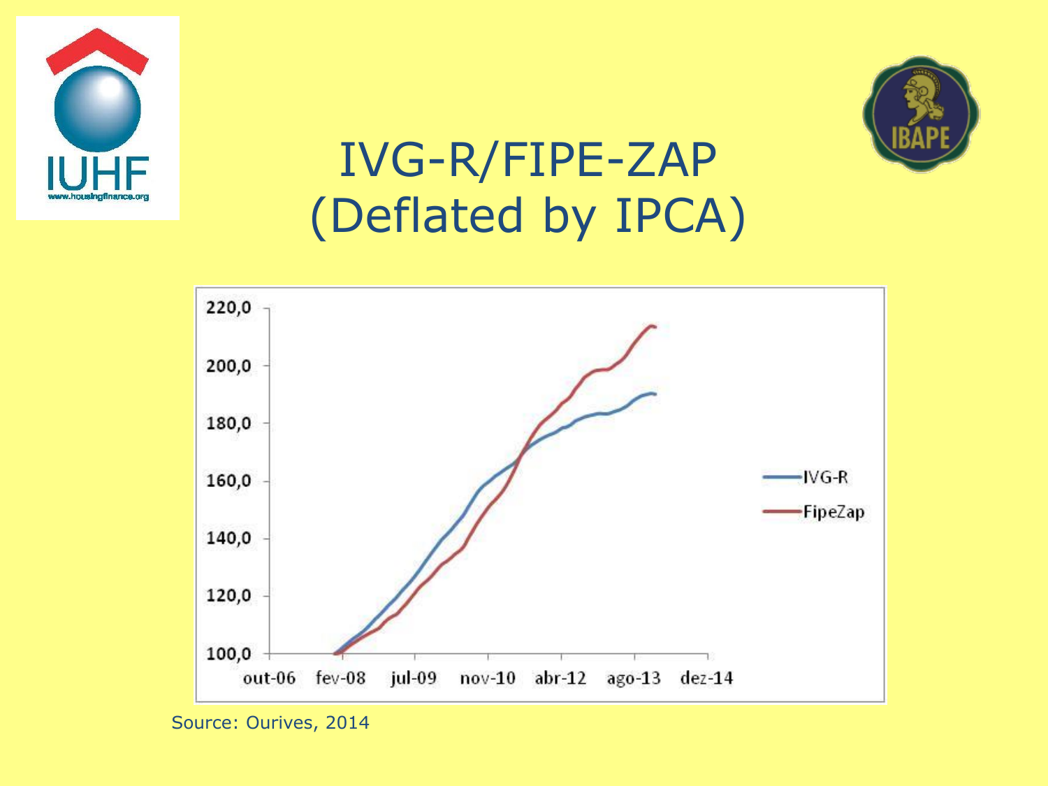# IVG-R/FIPE-ZAP (Deflated by IPCA)

Source: Ourives, 2014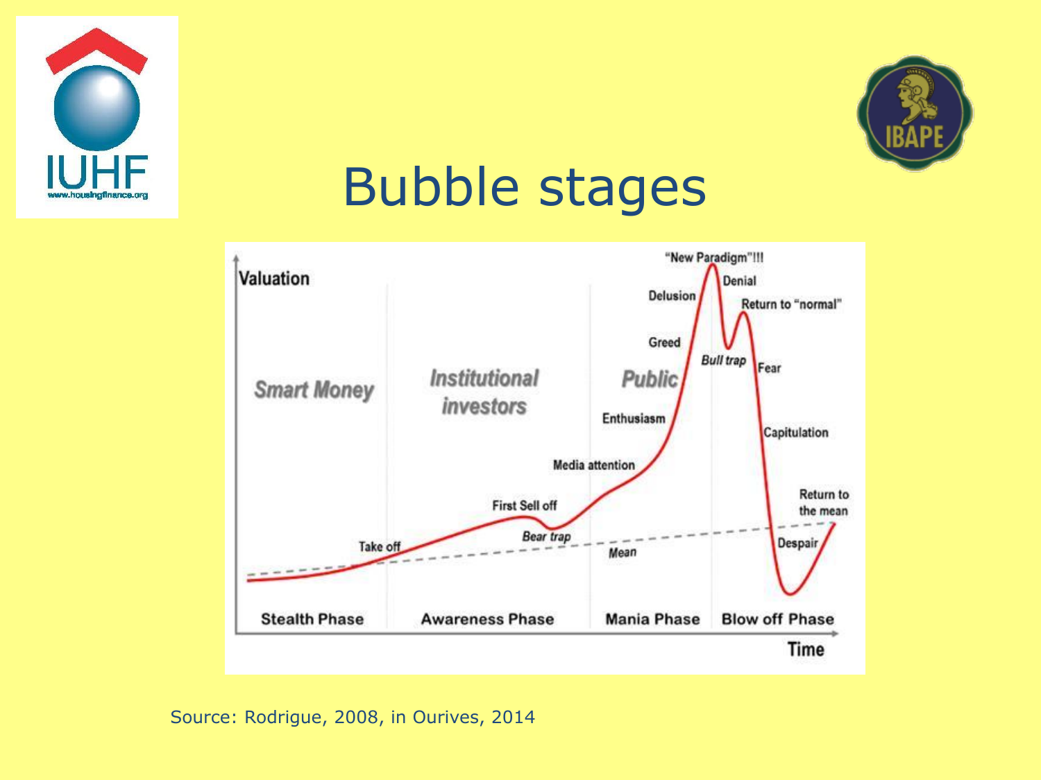# Bubble stages

Valuation

"New Paradigm"!!!

Delusion

Denial

Return to "normal"

Greed

Bull trap

Fear

Smart Money

Institutional investors

Public

Enthusiasm

Capitulation

Media attention

First Sell off

Return to the mean

Take off

Bear trap

Mean

Despair

Stealth Phase | Awareness Phase | Mania Phase | Blow off Phase

Time

Source: Rodrigue, 2008, in Ourives, 2014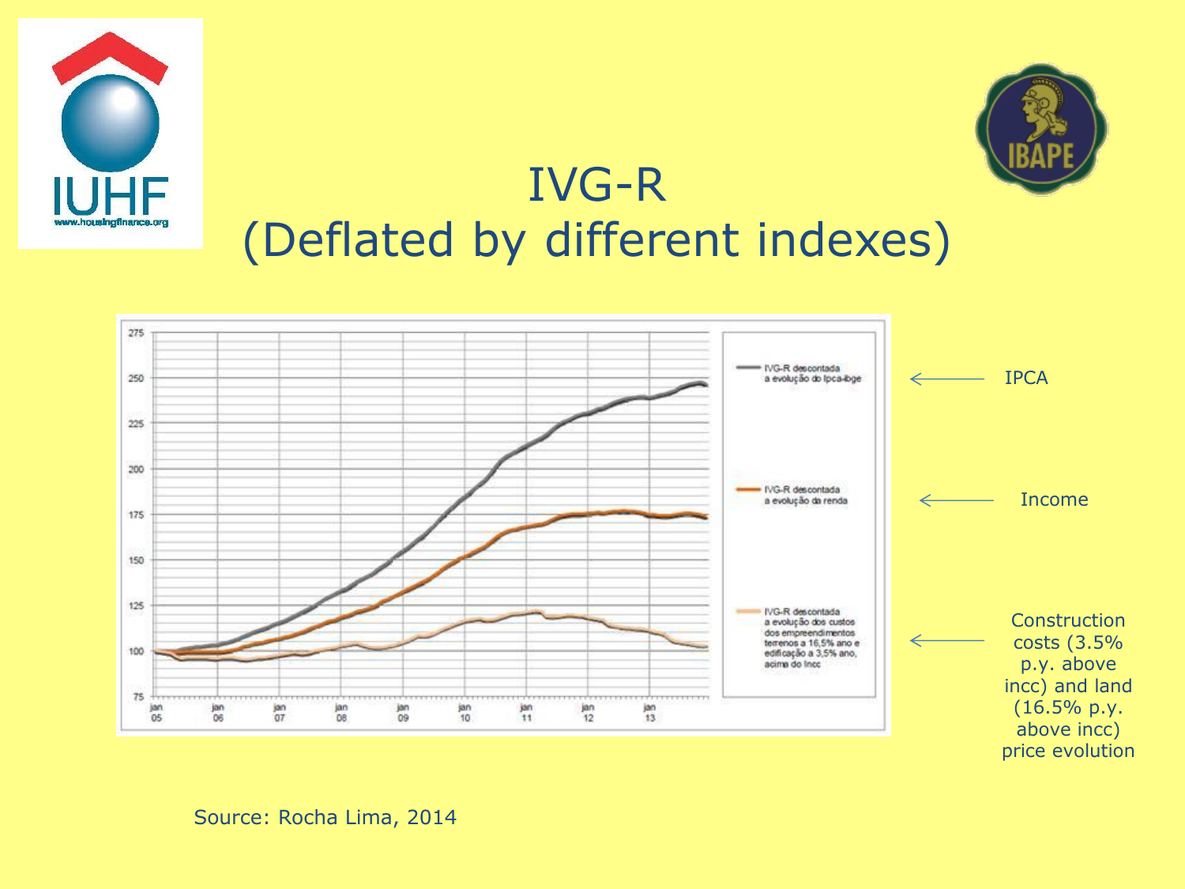# IVG-R (Deflated by different indexes)

IPCA

Income

Construction costs (3.5% p.y. above incc) and land (16.5% p.y. above incc) price evolution

Source: Rocha Lima, 2014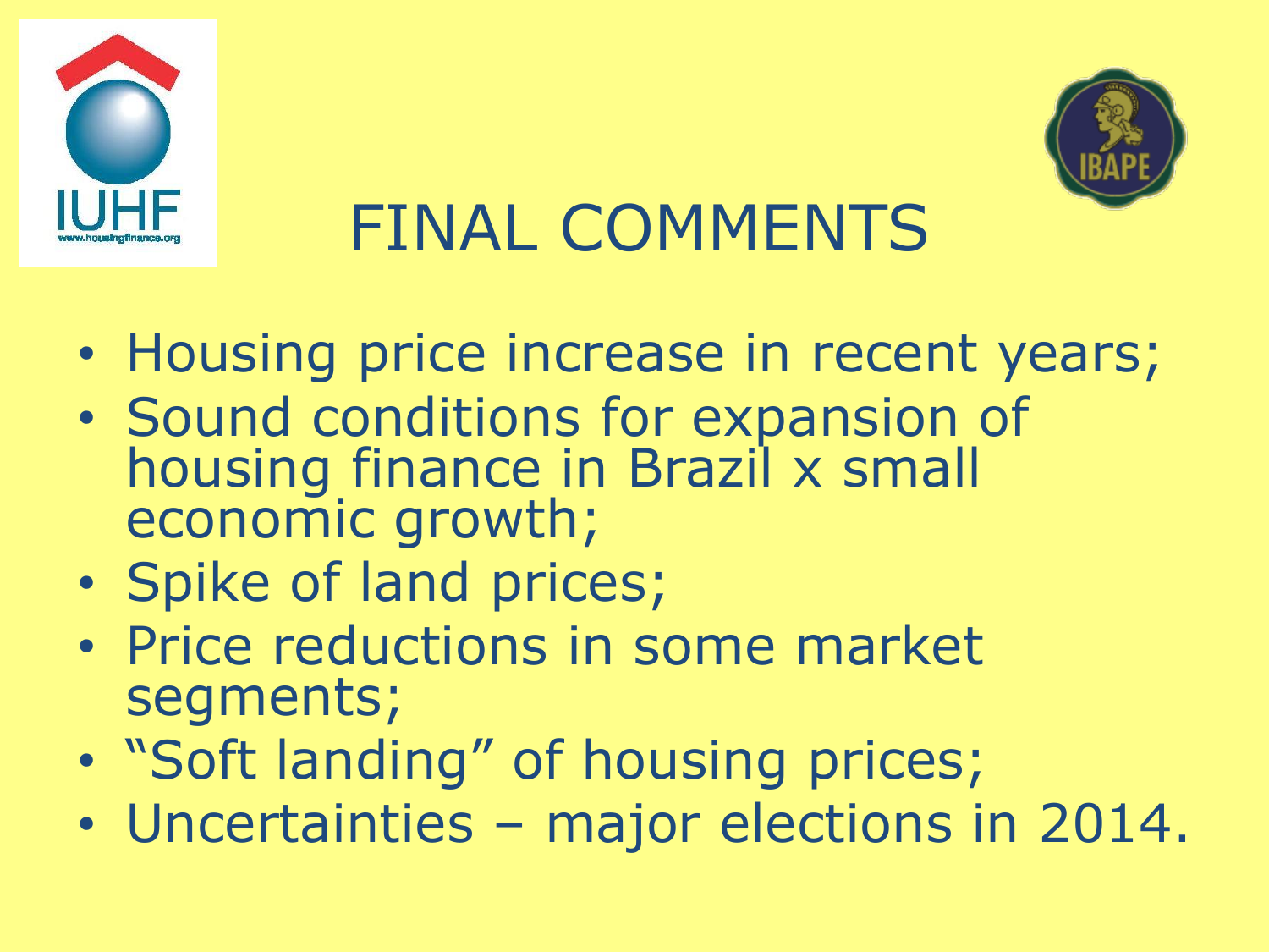# FINAL COMMENTS

- Housing price increase in recent years;
- Sound conditions for expansion of housing finance in Brazil x small economic growth;
- Spike of land prices;
- Price reductions in some market segments;
- "Soft landing" of housing prices;
- Uncertainties – major elections in 2014.